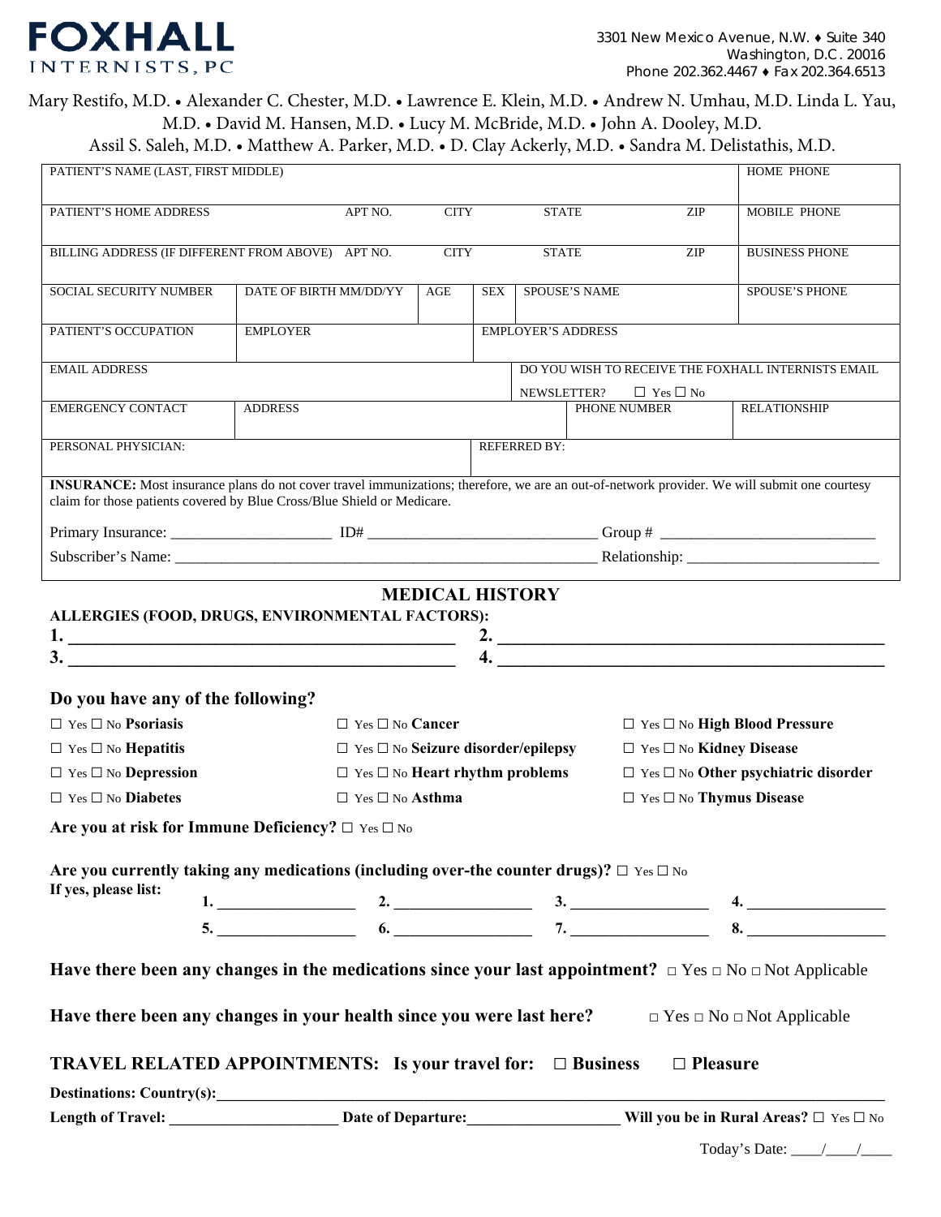# FOXHALL INTERNISTS, PC

3301 New Mexico Avenue, N.W. ♦ Suite 340
Washington, D.C. 20016
Phone 202.362.4467 ♦ Fax 202.364.6513

Mary Restifo, M.D. • Alexander C. Chester, M.D. • Lawrence E. Klein, M.D. • Andrew N. Umhau, M.D. Linda L. Yau, M.D. • David M. Hansen, M.D. • Lucy M. McBride, M.D. • John A. Dooley, M.D.
Assil S. Saleh, M.D. • Matthew A. Parker, M.D. • D. Clay Ackerly, M.D. • Sandra M. Delistathis, M.D.

| PATIENT'S NAME (LAST, FIRST MIDDLE) | | | | | | HOME PHONE |
|---|---|---|---|---|---|---|
| PATIENT'S HOME ADDRESS | APT NO. | CITY | STATE | ZIP | | MOBILE PHONE |
| BILLING ADDRESS (IF DIFFERENT FROM ABOVE) | APT NO. | CITY | STATE | ZIP | | BUSINESS PHONE |
| SOCIAL SECURITY NUMBER | DATE OF BIRTH MM/DD/YY | AGE | SEX | SPOUSE'S NAME | | SPOUSE'S PHONE |
| PATIENT'S OCCUPATION | EMPLOYER | | EMPLOYER'S ADDRESS | | | |
| EMAIL ADDRESS | | | DO YOU WISH TO RECEIVE THE FOXHALL INTERNISTS EMAIL NEWSLETTER? ☐ Yes ☐ No | | | |
| EMERGENCY CONTACT | ADDRESS | | | PHONE NUMBER | | RELATIONSHIP |
| PERSONAL PHYSICIAN: | | | REFERRED BY: | | | |

**INSURANCE:** Most insurance plans do not cover travel immunizations; therefore, we are an out-of-network provider. We will submit one courtesy claim for those patients covered by Blue Cross/Blue Shield or Medicare.

Primary Insurance: ____________________ ID# ____________________________ Group # ____________________________

Subscriber's Name: ________________________________________________________ Relationship: _________________________

## MEDICAL HISTORY

**ALLERGIES (FOOD, DRUGS, ENVIRONMENTAL FACTORS):**

**1.** ____________________________________________ **2.** ____________________________________________

**3.** ____________________________________________ **4.** ____________________________________________

### Do you have any of the following?

| | | |
|---|---|---|
| ☐ Yes ☐ No **Psoriasis** | ☐ Yes ☐ No **Cancer** | ☐ Yes ☐ No **High Blood Pressure** |
| ☐ Yes ☐ No **Hepatitis** | ☐ Yes ☐ No **Seizure disorder/epilepsy** | ☐ Yes ☐ No **Kidney Disease** |
| ☐ Yes ☐ No **Depression** | ☐ Yes ☐ No **Heart rhythm problems** | ☐ Yes ☐ No **Other psychiatric disorder** |
| ☐ Yes ☐ No **Diabetes** | ☐ Yes ☐ No **Asthma** | ☐ Yes ☐ No **Thymus Disease** |

**Are you at risk for Immune Deficiency?** ☐ Yes ☐ No

**Are you currently taking any medications (including over-the counter drugs)?** ☐ Yes ☐ No

**If yes, please list:**

**1.** _________________ **2.** _________________ **3.** _________________ **4.** _________________

**5.** _________________ **6.** _________________ **7.** _________________ **8.** _________________

**Have there been any changes in the medications since your last appointment?** ☐ Yes ☐ No ☐ Not Applicable

**Have there been any changes in your health since you were last here?** ☐ Yes ☐ No ☐ Not Applicable

**TRAVEL RELATED APPOINTMENTS: Is your travel for:** ☐ **Business** ☐ **Pleasure**

**Destinations: Country(s):**________________________________________________________________________

**Length of Travel:** _____________________ **Date of Departure:**___________________ **Will you be in Rural Areas?** ☐ Yes ☐ No

Today's Date: ____/____/____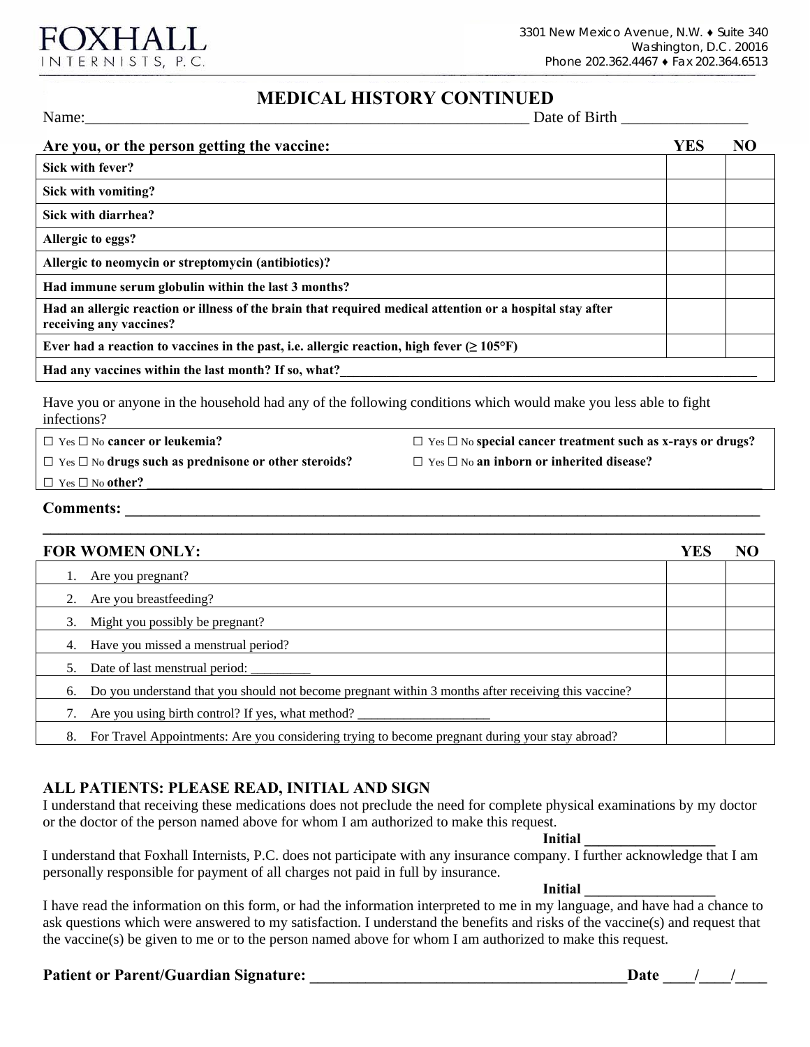FOXHALL
INTERNISTS, P.C.

3301 New Mexico Avenue, N.W. ♦ Suite 340
Washington, D.C. 20016
Phone 202.362.4467 ♦ Fax 202.364.6513

# MEDICAL HISTORY CONTINUED

Name:___________________________________________________________ Date of Birth ________________

| Are you, or the person getting the vaccine: | YES | NO |
|---|---|---|
| **Sick with fever?** | | |
| **Sick with vomiting?** | | |
| **Sick with diarrhea?** | | |
| **Allergic to eggs?** | | |
| **Allergic to neomycin or streptomycin (antibiotics)?** | | |
| **Had immune serum globulin within the last 3 months?** | | |
| **Had an allergic reaction or illness of the brain that required medical attention or a hospital stay after receiving any vaccines?** | | |
| **Ever had a reaction to vaccines in the past, i.e. allergic reaction, high fever (≥ 105°F)** | | |
| **Had any vaccines within the last month? If so, what?**_______________________________________________ | | |

Have you or anyone in the household had any of the following conditions which would make you less able to fight infections?

| | |
|---|---|
| ☐ Yes ☐ No **cancer or leukemia?** | ☐ Yes ☐ No **special cancer treatment such as x-rays or drugs?** |
| ☐ Yes ☐ No **drugs such as prednisone or other steroids?** | ☐ Yes ☐ No **an inborn or inherited disease?** |
| ☐ Yes ☐ No **other?** ________________________________________________ | |

**Comments:** ________________________________________________________________________________

____________________________________________________________________________________________

| FOR WOMEN ONLY: | YES | NO |
|---|---|---|
| 1. Are you pregnant? | | |
| 2. Are you breastfeeding? | | |
| 3. Might you possibly be pregnant? | | |
| 4. Have you missed a menstrual period? | | |
| 5. Date of last menstrual period: _________ | | |
| 6. Do you understand that you should not become pregnant within 3 months after receiving this vaccine? | | |
| 7. Are you using birth control? If yes, what method? ____________________ | | |
| 8. For Travel Appointments: Are you considering trying to become pregnant during your stay abroad? | | |

**ALL PATIENTS: PLEASE READ, INITIAL AND SIGN**

I understand that receiving these medications does not preclude the need for complete physical examinations by my doctor or the doctor of the person named above for whom I am authorized to make this request.

**Initial** _________________

I understand that Foxhall Internists, P.C. does not participate with any insurance company. I further acknowledge that I am personally responsible for payment of all charges not paid in full by insurance.

**Initial** _________________

I have read the information on this form, or had the information interpreted to me in my language, and have had a chance to ask questions which were answered to my satisfaction. I understand the benefits and risks of the vaccine(s) and request that the vaccine(s) be given to me or to the person named above for whom I am authorized to make this request.

**Patient or Parent/Guardian Signature: ________________________________________Date ____/____/____**